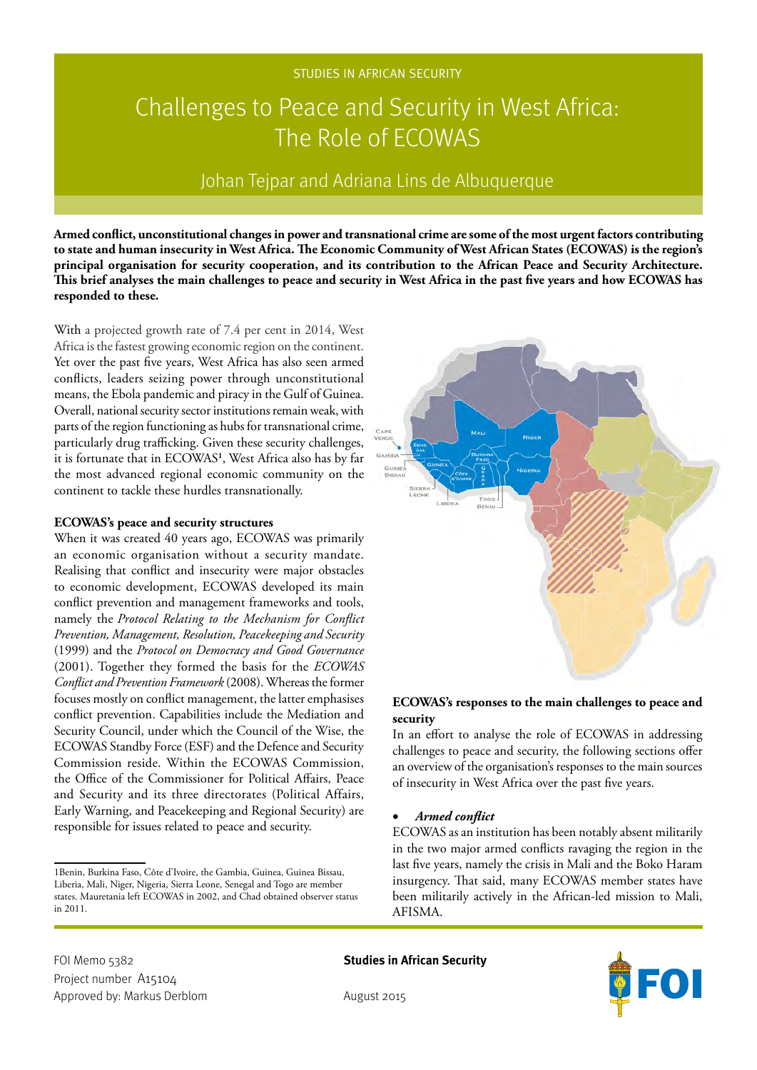STUDIES IN AFRICAN SECURITY

# Challenges to Peace and Security in West Africa: The Role of ECOWAS

Johan Tejpar and Adriana Lins de Albuquerque

**Armed conflict, unconstitutional changes in power and transnational crime are some of the most urgent factors contributing to state and human insecurity in West Africa. The Economic Community of West African States (ECOWAS) is the region's principal organisation for security cooperation, and its contribution to the African Peace and Security Architecture. This brief analyses the main challenges to peace and security in West Africa in the past five years and how ECOWAS has responded to these.**

With a projected growth rate of 7.4 per cent in 2014, West Africa is the fastest growing economic region on the continent. Yet over the past five years, West Africa has also seen armed conflicts, leaders seizing power through unconstitutional means, the Ebola pandemic and piracy in the Gulf of Guinea. Overall, national security sector institutions remain weak, with parts of the region functioning as hubs for transnational crime, particularly drug trafficking. Given these security challenges, it is fortunate that in ECOWAS[1], West Africa also has by far the most advanced regional economic community on the continent to tackle these hurdles transnationally.

**ECOWAS's peace and security structures**

When it was created 40 years ago, ECOWAS was primarily an economic organisation without a security mandate. Realising that conflict and insecurity were major obstacles to economic development, ECOWAS developed its main conflict prevention and management frameworks and tools, namely the *Protocol Relating to the Mechanism for Conflict Prevention, Management, Resolution, Peacekeeping and Security* (1999) and the *Protocol on Democracy and Good Governance* (2001). Together they formed the basis for the *ECOWAS Conflict and Prevention Framework* (2008). Whereas the former focuses mostly on conflict management, the latter emphasises conflict prevention. Capabilities include the Mediation and Security Council, under which the Council of the Wise, the ECOWAS Standby Force (ESF) and the Defence and Security Commission reside. Within the ECOWAS Commission, the Office of the Commissioner for Political Affairs, Peace and Security and its three directorates (Political Affairs, Early Warning, and Peacekeeping and Regional Security) are responsible for issues related to peace and security.

**ECOWAS's responses to the main challenges to peace and security**

In an effort to analyse the role of ECOWAS in addressing challenges to peace and security, the following sections offer an overview of the organisation's responses to the main sources of insecurity in West Africa over the past five years.

- ***Armed conflict***

ECOWAS as an institution has been notably absent militarily in the two major armed conflicts ravaging the region in the last five years, namely the crisis in Mali and the Boko Haram insurgency. That said, many ECOWAS member states have been militarily actively in the African-led mission to Mali, AFISMA.

---

1Benin, Burkina Faso, Côte d'Ivoire, the Gambia, Guinea, Guinea Bissau, Liberia, Mali, Niger, Nigeria, Sierra Leone, Senegal and Togo are member states. Mauretania left ECOWAS in 2002, and Chad obtained observer status in 2011.

FOI Memo 5382
Project number A15104
Approved by: Markus Derblom

**Studies in African Security**

August 2015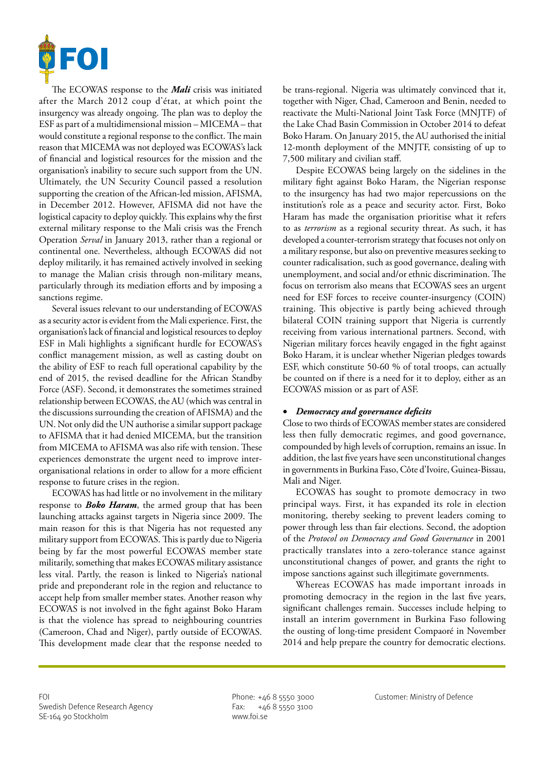The ECOWAS response to the ***Mali*** crisis was initiated after the March 2012 coup d'état, at which point the insurgency was already ongoing. The plan was to deploy the ESF as part of a multidimensional mission – MICEMA – that would constitute a regional response to the conflict. The main reason that MICEMA was not deployed was ECOWAS's lack of financial and logistical resources for the mission and the organisation's inability to secure such support from the UN. Ultimately, the UN Security Council passed a resolution supporting the creation of the African-led mission, AFISMA, in December 2012. However, AFISMA did not have the logistical capacity to deploy quickly. This explains why the first external military response to the Mali crisis was the French Operation *Serval* in January 2013, rather than a regional or continental one. Nevertheless, although ECOWAS did not deploy militarily, it has remained actively involved in seeking to manage the Malian crisis through non-military means, particularly through its mediation efforts and by imposing a sanctions regime.

Several issues relevant to our understanding of ECOWAS as a security actor is evident from the Mali experience. First, the organisation's lack of financial and logistical resources to deploy ESF in Mali highlights a significant hurdle for ECOWAS's conflict management mission, as well as casting doubt on the ability of ESF to reach full operational capability by the end of 2015, the revised deadline for the African Standby Force (ASF). Second, it demonstrates the sometimes strained relationship between ECOWAS, the AU (which was central in the discussions surrounding the creation of AFISMA) and the UN. Not only did the UN authorise a similar support package to AFISMA that it had denied MICEMA, but the transition from MICEMA to AFISMA was also rife with tension. These experiences demonstrate the urgent need to improve inter-organisational relations in order to allow for a more efficient response to future crises in the region.

ECOWAS has had little or no involvement in the military response to ***Boko Haram***, the armed group that has been launching attacks against targets in Nigeria since 2009. The main reason for this is that Nigeria has not requested any military support from ECOWAS. This is partly due to Nigeria being by far the most powerful ECOWAS member state militarily, something that makes ECOWAS military assistance less vital. Partly, the reason is linked to Nigeria's national pride and preponderant role in the region and reluctance to accept help from smaller member states. Another reason why ECOWAS is not involved in the fight against Boko Haram is that the violence has spread to neighbouring countries (Cameroon, Chad and Niger), partly outside of ECOWAS. This development made clear that the response needed to be trans-regional. Nigeria was ultimately convinced that it, together with Niger, Chad, Cameroon and Benin, needed to reactivate the Multi-National Joint Task Force (MNJTF) of the Lake Chad Basin Commission in October 2014 to defeat Boko Haram. On January 2015, the AU authorised the initial 12-month deployment of the MNJTF, consisting of up to 7,500 military and civilian staff.

Despite ECOWAS being largely on the sidelines in the military fight against Boko Haram, the Nigerian response to the insurgency has had two major repercussions on the institution's role as a peace and security actor. First, Boko Haram has made the organisation prioritise what it refers to as *terrorism* as a regional security threat. As such, it has developed a counter-terrorism strategy that focuses not only on a military response, but also on preventive measures seeking to counter radicalisation, such as good governance, dealing with unemployment, and social and/or ethnic discrimination. The focus on terrorism also means that ECOWAS sees an urgent need for ESF forces to receive counter-insurgency (COIN) training. This objective is partly being achieved through bilateral COIN training support that Nigeria is currently receiving from various international partners. Second, with Nigerian military forces heavily engaged in the fight against Boko Haram, it is unclear whether Nigerian pledges towards ESF, which constitute 50-60 % of total troops, can actually be counted on if there is a need for it to deploy, either as an ECOWAS mission or as part of ASF.

- ***Democracy and governance deficits***

Close to two thirds of ECOWAS member states are considered less then fully democratic regimes, and good governance, compounded by high levels of corruption, remains an issue. In addition, the last five years have seen unconstitutional changes in governments in Burkina Faso, Côte d'Ivoire, Guinea-Bissau, Mali and Niger.

ECOWAS has sought to promote democracy in two principal ways. First, it has expanded its role in election monitoring, thereby seeking to prevent leaders coming to power through less than fair elections. Second, the adoption of the *Protocol on Democracy and Good Governance* in 2001 practically translates into a zero-tolerance stance against unconstitutional changes of power, and grants the right to impose sanctions against such illegitimate governments.

Whereas ECOWAS has made important inroads in promoting democracy in the region in the last five years, significant challenges remain. Successes include helping to install an interim government in Burkina Faso following the ousting of long-time president Compaoré in November 2014 and help prepare the country for democratic elections.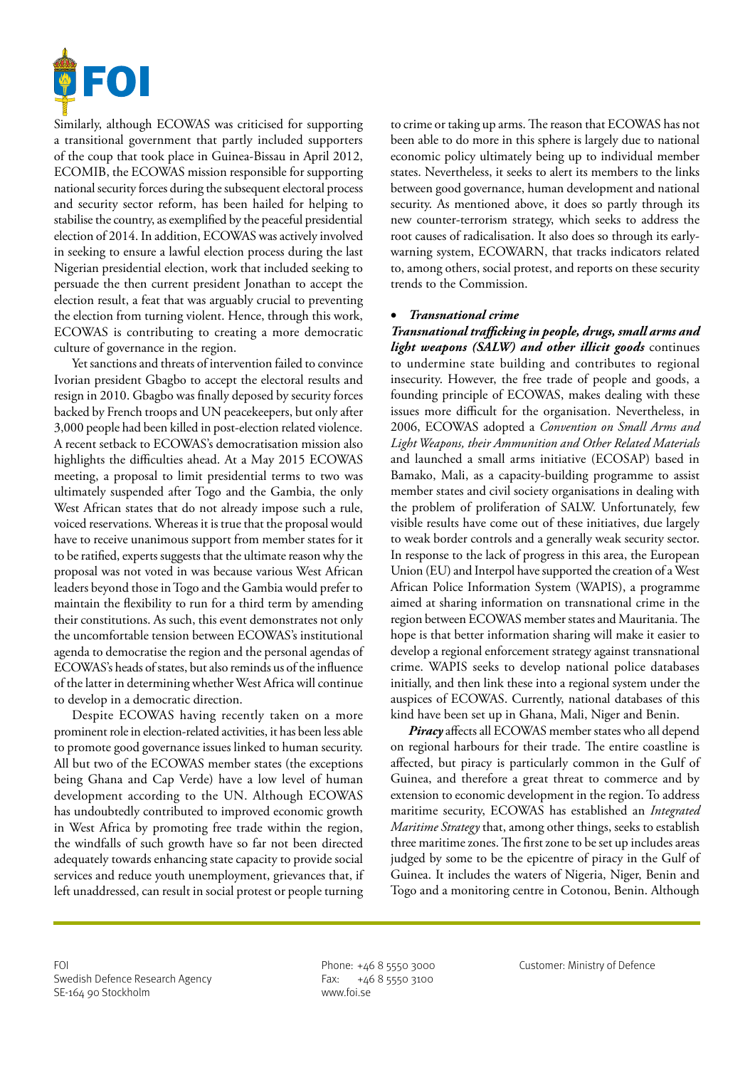Similarly, although ECOWAS was criticised for supporting a transitional government that partly included supporters of the coup that took place in Guinea-Bissau in April 2012, ECOMIB, the ECOWAS mission responsible for supporting national security forces during the subsequent electoral process and security sector reform, has been hailed for helping to stabilise the country, as exemplified by the peaceful presidential election of 2014. In addition, ECOWAS was actively involved in seeking to ensure a lawful election process during the last Nigerian presidential election, work that included seeking to persuade the then current president Jonathan to accept the election result, a feat that was arguably crucial to preventing the election from turning violent. Hence, through this work, ECOWAS is contributing to creating a more democratic culture of governance in the region.

Yet sanctions and threats of intervention failed to convince Ivorian president Gbagbo to accept the electoral results and resign in 2010. Gbagbo was finally deposed by security forces backed by French troops and UN peacekeepers, but only after 3,000 people had been killed in post-election related violence. A recent setback to ECOWAS's democratisation mission also highlights the difficulties ahead. At a May 2015 ECOWAS meeting, a proposal to limit presidential terms to two was ultimately suspended after Togo and the Gambia, the only West African states that do not already impose such a rule, voiced reservations. Whereas it is true that the proposal would have to receive unanimous support from member states for it to be ratified, experts suggests that the ultimate reason why the proposal was not voted in was because various West African leaders beyond those in Togo and the Gambia would prefer to maintain the flexibility to run for a third term by amending their constitutions. As such, this event demonstrates not only the uncomfortable tension between ECOWAS's institutional agenda to democratise the region and the personal agendas of ECOWAS's heads of states, but also reminds us of the influence of the latter in determining whether West Africa will continue to develop in a democratic direction.

Despite ECOWAS having recently taken on a more prominent role in election-related activities, it has been less able to promote good governance issues linked to human security. All but two of the ECOWAS member states (the exceptions being Ghana and Cap Verde) have a low level of human development according to the UN. Although ECOWAS has undoubtedly contributed to improved economic growth in West Africa by promoting free trade within the region, the windfalls of such growth have so far not been directed adequately towards enhancing state capacity to provide social services and reduce youth unemployment, grievances that, if left unaddressed, can result in social protest or people turning to crime or taking up arms. The reason that ECOWAS has not been able to do more in this sphere is largely due to national economic policy ultimately being up to individual member states. Nevertheless, it seeks to alert its members to the links between good governance, human development and national security. As mentioned above, it does so partly through its new counter-terrorism strategy, which seeks to address the root causes of radicalisation. It also does so through its early-warning system, ECOWARN, that tracks indicators related to, among others, social protest, and reports on these security trends to the Commission.

- ***Transnational crime***

***Transnational trafficking in people, drugs, small arms and light weapons (SALW) and other illicit goods*** continues to undermine state building and contributes to regional insecurity. However, the free trade of people and goods, a founding principle of ECOWAS, makes dealing with these issues more difficult for the organisation. Nevertheless, in 2006, ECOWAS adopted a *Convention on Small Arms and Light Weapons, their Ammunition and Other Related Materials* and launched a small arms initiative (ECOSAP) based in Bamako, Mali, as a capacity-building programme to assist member states and civil society organisations in dealing with the problem of proliferation of SALW. Unfortunately, few visible results have come out of these initiatives, due largely to weak border controls and a generally weak security sector. In response to the lack of progress in this area, the European Union (EU) and Interpol have supported the creation of a West African Police Information System (WAPIS), a programme aimed at sharing information on transnational crime in the region between ECOWAS member states and Mauritania. The hope is that better information sharing will make it easier to develop a regional enforcement strategy against transnational crime. WAPIS seeks to develop national police databases initially, and then link these into a regional system under the auspices of ECOWAS. Currently, national databases of this kind have been set up in Ghana, Mali, Niger and Benin.

***Piracy*** affects all ECOWAS member states who all depend on regional harbours for their trade. The entire coastline is affected, but piracy is particularly common in the Gulf of Guinea, and therefore a great threat to commerce and by extension to economic development in the region. To address maritime security, ECOWAS has established an *Integrated Maritime Strategy* that, among other things, seeks to establish three maritime zones. The first zone to be set up includes areas judged by some to be the epicentre of piracy in the Gulf of Guinea. It includes the waters of Nigeria, Niger, Benin and Togo and a monitoring centre in Cotonou, Benin. Although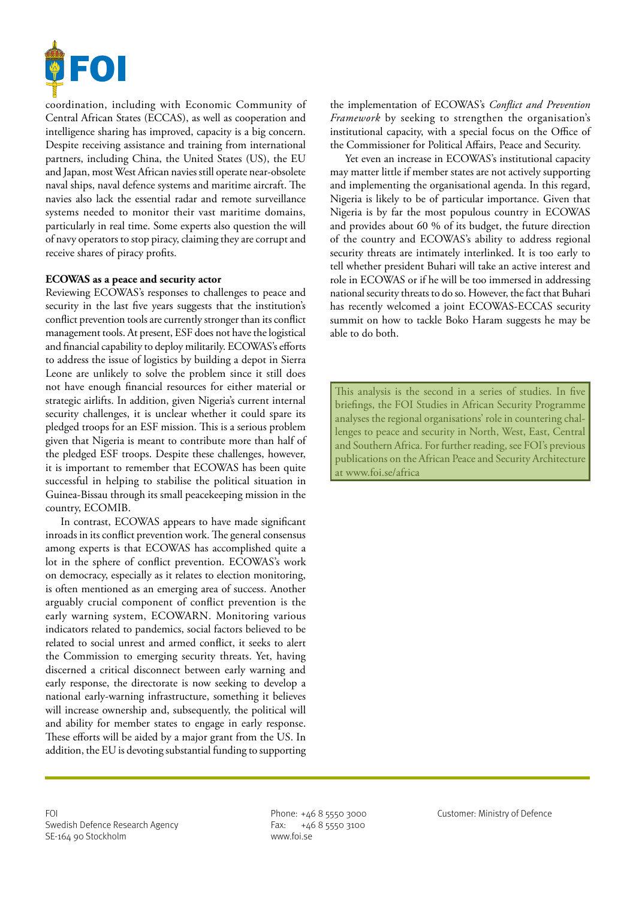coordination, including with Economic Community of Central African States (ECCAS), as well as cooperation and intelligence sharing has improved, capacity is a big concern. Despite receiving assistance and training from international partners, including China, the United States (US), the EU and Japan, most West African navies still operate near-obsolete naval ships, naval defence systems and maritime aircraft. The navies also lack the essential radar and remote surveillance systems needed to monitor their vast maritime domains, particularly in real time. Some experts also question the will of navy operators to stop piracy, claiming they are corrupt and receive shares of piracy profits.

**ECOWAS as a peace and security actor**

Reviewing ECOWAS's responses to challenges to peace and security in the last five years suggests that the institution's conflict prevention tools are currently stronger than its conflict management tools. At present, ESF does not have the logistical and financial capability to deploy militarily. ECOWAS's efforts to address the issue of logistics by building a depot in Sierra Leone are unlikely to solve the problem since it still does not have enough financial resources for either material or strategic airlifts. In addition, given Nigeria's current internal security challenges, it is unclear whether it could spare its pledged troops for an ESF mission. This is a serious problem given that Nigeria is meant to contribute more than half of the pledged ESF troops. Despite these challenges, however, it is important to remember that ECOWAS has been quite successful in helping to stabilise the political situation in Guinea-Bissau through its small peacekeeping mission in the country, ECOMIB.

In contrast, ECOWAS appears to have made significant inroads in its conflict prevention work. The general consensus among experts is that ECOWAS has accomplished quite a lot in the sphere of conflict prevention. ECOWAS's work on democracy, especially as it relates to election monitoring, is often mentioned as an emerging area of success. Another arguably crucial component of conflict prevention is the early warning system, ECOWARN. Monitoring various indicators related to pandemics, social factors believed to be related to social unrest and armed conflict, it seeks to alert the Commission to emerging security threats. Yet, having discerned a critical disconnect between early warning and early response, the directorate is now seeking to develop a national early-warning infrastructure, something it believes will increase ownership and, subsequently, the political will and ability for member states to engage in early response. These efforts will be aided by a major grant from the US. In addition, the EU is devoting substantial funding to supporting the implementation of ECOWAS's *Conflict and Prevention Framework* by seeking to strengthen the organisation's institutional capacity, with a special focus on the Office of the Commissioner for Political Affairs, Peace and Security.

Yet even an increase in ECOWAS's institutional capacity may matter little if member states are not actively supporting and implementing the organisational agenda. In this regard, Nigeria is likely to be of particular importance. Given that Nigeria is by far the most populous country in ECOWAS and provides about 60 % of its budget, the future direction of the country and ECOWAS's ability to address regional security threats are intimately interlinked. It is too early to tell whether president Buhari will take an active interest and role in ECOWAS or if he will be too immersed in addressing national security threats to do so. However, the fact that Buhari has recently welcomed a joint ECOWAS-ECCAS security summit on how to tackle Boko Haram suggests he may be able to do both.

This analysis is the second in a series of studies. In five briefings, the FOI Studies in African Security Programme analyses the regional organisations' role in countering challenges to peace and security in North, West, East, Central and Southern Africa. For further reading, see FOI's previous publications on the African Peace and Security Architecture at www.foi.se/africa

FOI
Swedish Defence Research Agency
SE-164 90 Stockholm

Phone: +46 8 5550 3000
Fax: +46 8 5550 3100
www.foi.se

Customer: Ministry of Defence